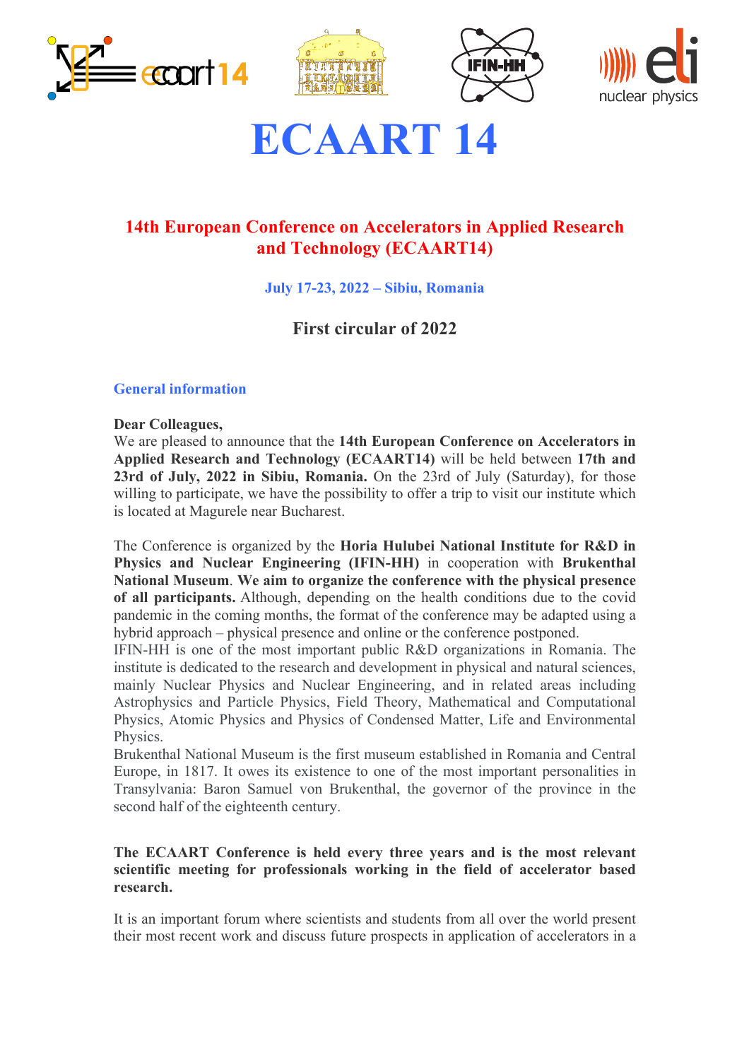# ECAART 14

## 14th European Conference on Accelerators in Applied Research and Technology (ECAART14)

**July 17-23, 2022 – Sibiu, Romania**

### First circular of 2022

### General information

**Dear Colleagues,**

We are pleased to announce that the **14th European Conference on Accelerators in Applied Research and Technology (ECAART14)** will be held between **17th and 23rd of July, 2022 in Sibiu, Romania.** On the 23rd of July (Saturday), for those willing to participate, we have the possibility to offer a trip to visit our institute which is located at Magurele near Bucharest.

The Conference is organized by the **Horia Hulubei National Institute for R&D in Physics and Nuclear Engineering (IFIN-HH)** in cooperation with **Brukenthal National Museum**. **We aim to organize the conference with the physical presence of all participants.** Although, depending on the health conditions due to the covid pandemic in the coming months, the format of the conference may be adapted using a hybrid approach – physical presence and online or the conference postponed.

IFIN-HH is one of the most important public R&D organizations in Romania. The institute is dedicated to the research and development in physical and natural sciences, mainly Nuclear Physics and Nuclear Engineering, and in related areas including Astrophysics and Particle Physics, Field Theory, Mathematical and Computational Physics, Atomic Physics and Physics of Condensed Matter, Life and Environmental Physics.

Brukenthal National Museum is the first museum established in Romania and Central Europe, in 1817. It owes its existence to one of the most important personalities in Transylvania: Baron Samuel von Brukenthal, the governor of the province in the second half of the eighteenth century.

**The ECAART Conference is held every three years and is the most relevant scientific meeting for professionals working in the field of accelerator based research.**

It is an important forum where scientists and students from all over the world present their most recent work and discuss future prospects in application of accelerators in a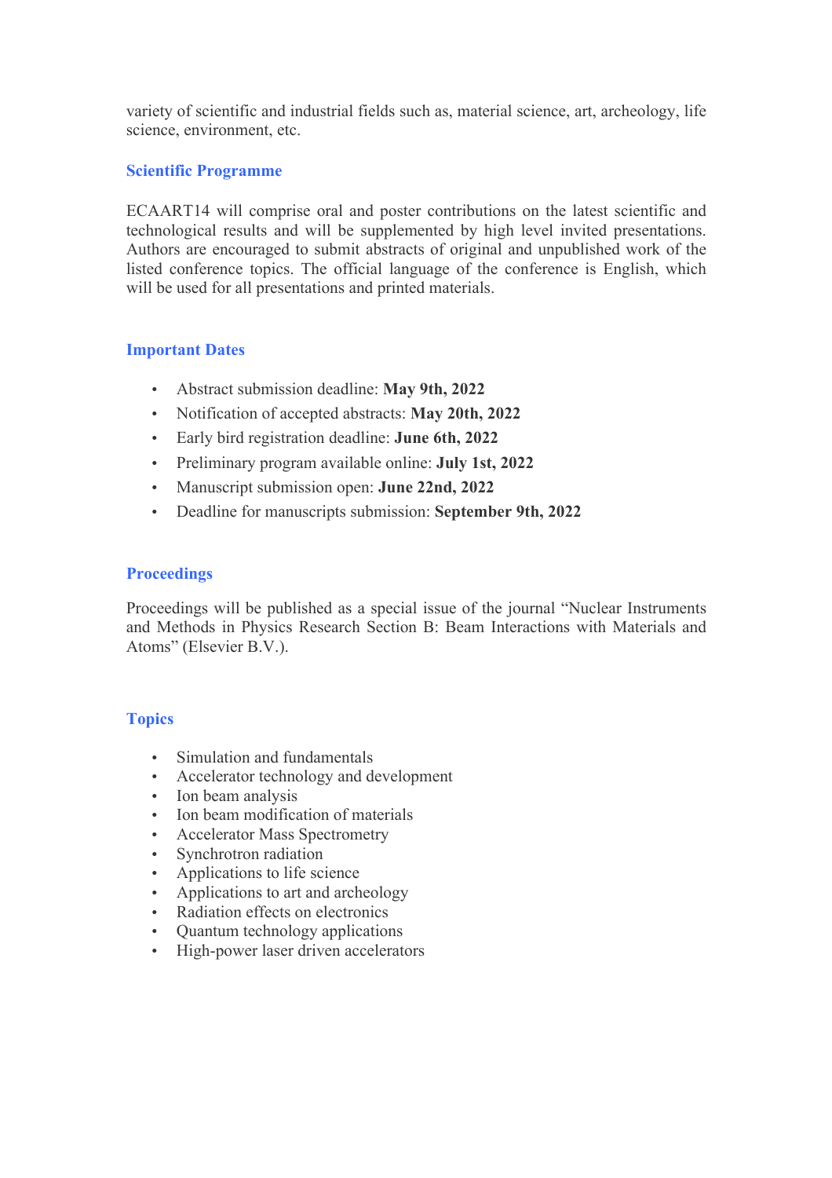variety of scientific and industrial fields such as, material science, art, archeology, life science, environment, etc.

## Scientific Programme

ECAART14 will comprise oral and poster contributions on the latest scientific and technological results and will be supplemented by high level invited presentations. Authors are encouraged to submit abstracts of original and unpublished work of the listed conference topics. The official language of the conference is English, which will be used for all presentations and printed materials.

## Important Dates

- Abstract submission deadline: **May 9th, 2022**
- Notification of accepted abstracts: **May 20th, 2022**
- Early bird registration deadline: **June 6th, 2022**
- Preliminary program available online: **July 1st, 2022**
- Manuscript submission open: **June 22nd, 2022**
- Deadline for manuscripts submission: **September 9th, 2022**

## Proceedings

Proceedings will be published as a special issue of the journal "Nuclear Instruments and Methods in Physics Research Section B: Beam Interactions with Materials and Atoms" (Elsevier B.V.).

## Topics

- Simulation and fundamentals
- Accelerator technology and development
- Ion beam analysis
- Ion beam modification of materials
- Accelerator Mass Spectrometry
- Synchrotron radiation
- Applications to life science
- Applications to art and archeology
- Radiation effects on electronics
- Quantum technology applications
- High-power laser driven accelerators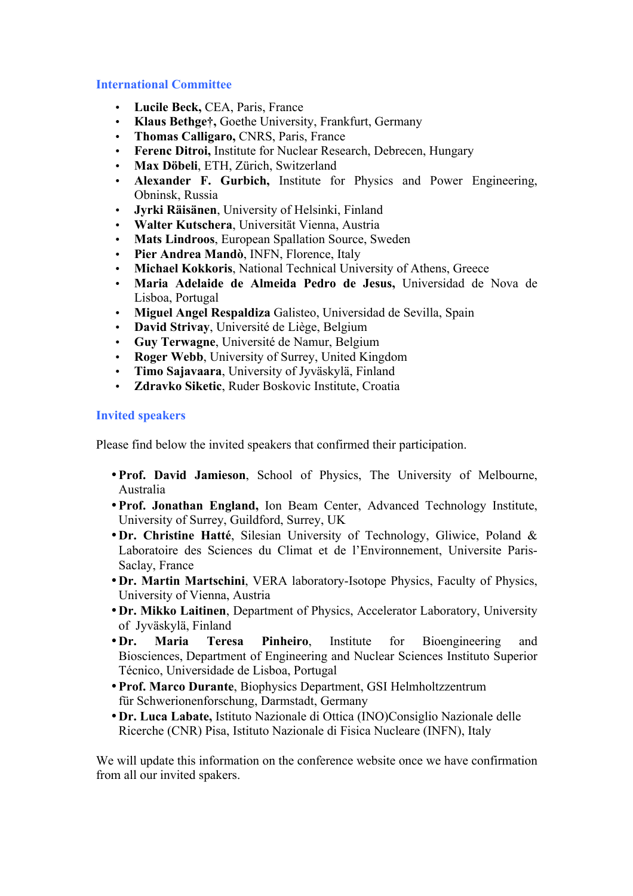## International Committee

- **Lucile Beck,** CEA, Paris, France
- **Klaus Bethge†,** Goethe University, Frankfurt, Germany
- **Thomas Calligaro,** CNRS, Paris, France
- **Ferenc Ditroi,** Institute for Nuclear Research, Debrecen, Hungary
- **Max Döbeli**, ETH, Zürich, Switzerland
- **Alexander F. Gurbich,** Institute for Physics and Power Engineering, Obninsk, Russia
- **Jyrki Räisänen**, University of Helsinki, Finland
- **Walter Kutschera**, Universität Vienna, Austria
- **Mats Lindroos**, European Spallation Source, Sweden
- **Pier Andrea Mandò**, INFN, Florence, Italy
- **Michael Kokkoris**, National Technical University of Athens, Greece
- **Maria Adelaide de Almeida Pedro de Jesus,** Universidad de Nova de Lisboa, Portugal
- **Miguel Angel Respaldiza** Galisteo, Universidad de Sevilla, Spain
- **David Strivay**, Université de Liège, Belgium
- **Guy Terwagne**, Université de Namur, Belgium
- **Roger Webb**, University of Surrey, United Kingdom
- **Timo Sajavaara**, University of Jyväskylä, Finland
- **Zdravko Siketic**, Ruder Boskovic Institute, Croatia

## Invited speakers

Please find below the invited speakers that confirmed their participation.

- **Prof. David Jamieson**, School of Physics, The University of Melbourne, Australia
- **Prof. Jonathan England,** Ion Beam Center, Advanced Technology Institute, University of Surrey, Guildford, Surrey, UK
- **Dr. Christine Hatté**, Silesian University of Technology, Gliwice, Poland & Laboratoire des Sciences du Climat et de l'Environnement, Universite Paris-Saclay, France
- **Dr. Martin Martschini**, VERA laboratory-Isotope Physics, Faculty of Physics, University of Vienna, Austria
- **Dr. Mikko Laitinen**, Department of Physics, Accelerator Laboratory, University of Jyväskylä, Finland
- **Dr. Maria Teresa Pinheiro**, Institute for Bioengineering and Biosciences, Department of Engineering and Nuclear Sciences Instituto Superior Técnico, Universidade de Lisboa, Portugal
- **Prof. Marco Durante**, Biophysics Department, GSI Helmholtzzentrum für Schwerionenforschung, Darmstadt, Germany
- **Dr. Luca Labate,** Istituto Nazionale di Ottica (INO)Consiglio Nazionale delle Ricerche (CNR) Pisa, Istituto Nazionale di Fisica Nucleare (INFN), Italy

We will update this information on the conference website once we have confirmation from all our invited spakers.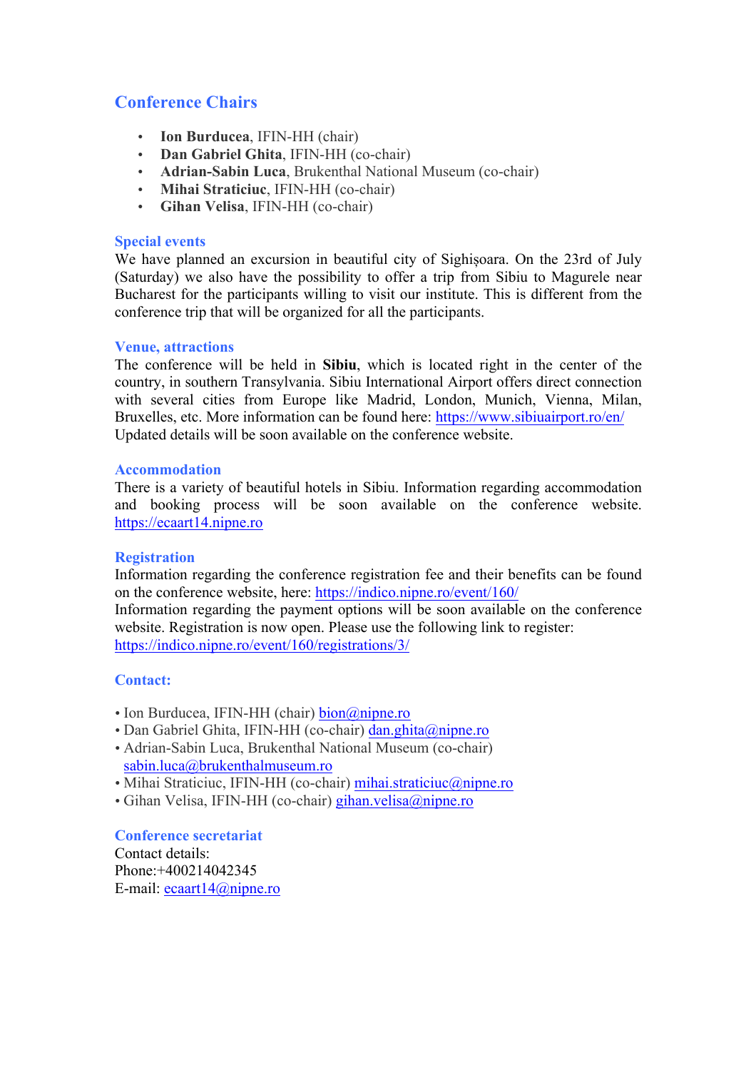## Conference Chairs

- **Ion Burducea**, IFIN-HH (chair)
- **Dan Gabriel Ghita**, IFIN-HH (co-chair)
- **Adrian-Sabin Luca**, Brukenthal National Museum (co-chair)
- **Mihai Straticiuc**, IFIN-HH (co-chair)
- **Gihan Velisa**, IFIN-HH (co-chair)

## Special events

We have planned an excursion in beautiful city of Sighișoara. On the 23rd of July (Saturday) we also have the possibility to offer a trip from Sibiu to Magurele near Bucharest for the participants willing to visit our institute. This is different from the conference trip that will be organized for all the participants.

## Venue, attractions

The conference will be held in **Sibiu**, which is located right in the center of the country, in southern Transylvania. Sibiu International Airport offers direct connection with several cities from Europe like Madrid, London, Munich, Vienna, Milan, Bruxelles, etc. More information can be found here: https://www.sibiuairport.ro/en/
Updated details will be soon available on the conference website.

## Accommodation

There is a variety of beautiful hotels in Sibiu. Information regarding accommodation and booking process will be soon available on the conference website. https://ecaart14.nipne.ro

## Registration

Information regarding the conference registration fee and their benefits can be found on the conference website, here: https://indico.nipne.ro/event/160/
Information regarding the payment options will be soon available on the conference website. Registration is now open. Please use the following link to register:
https://indico.nipne.ro/event/160/registrations/3/

## Contact:

- Ion Burducea, IFIN-HH (chair) bion@nipne.ro
- Dan Gabriel Ghita, IFIN-HH (co-chair) dan.ghita@nipne.ro
- Adrian-Sabin Luca, Brukenthal National Museum (co-chair) sabin.luca@brukenthalmuseum.ro
- Mihai Straticiuc, IFIN-HH (co-chair) mihai.straticiuc@nipne.ro
- Gihan Velisa, IFIN-HH (co-chair) gihan.velisa@nipne.ro

## Conference secretariat

Contact details:
Phone:+400214042345
E-mail: ecaart14@nipne.ro